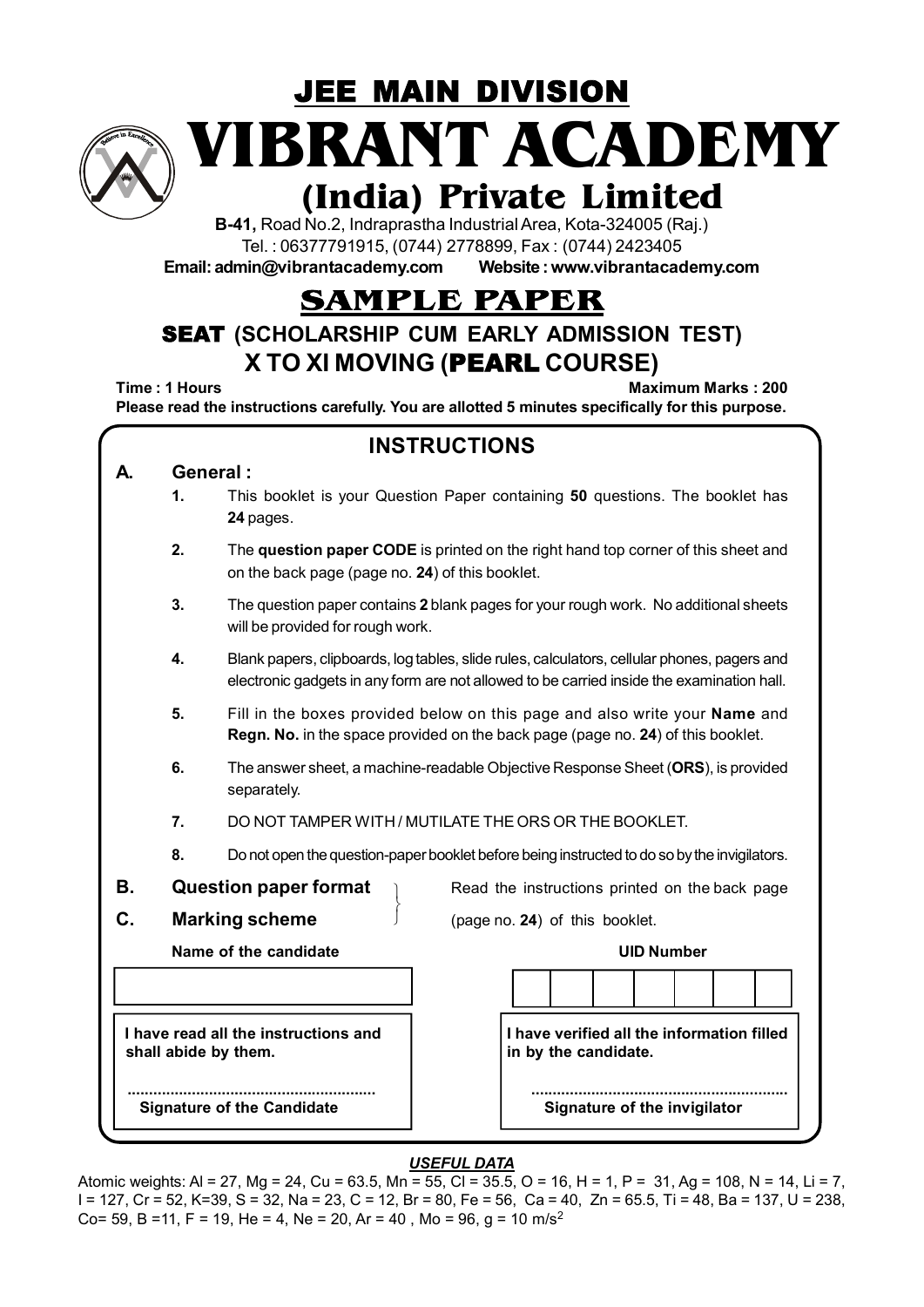# JEE MAIN DIVISION

# VIBRANT ACADEMY

## (India) Private Limited

**B-41,** Road No.2, Indraprastha Industrial Area, Kota-324005 (Raj.)
Tel. : 06377791915, (0744) 2778899, Fax : (0744) 2423405
**Email: admin@vibrantacademy.com     Website : www.vibrantacademy.com**

# SAMPLE PAPER

## SEAT (SCHOLARSHIP CUM EARLY ADMISSION TEST)

## X TO XI MOVING (PEARL COURSE)

**Time : 1 Hours**     **Maximum Marks : 200**

**Please read the instructions carefully. You are allotted 5 minutes specifically for this purpose.**

## INSTRUCTIONS

**A. General :**

1. This booklet is your Question Paper containing **50** questions. The booklet has **24** pages.
2. The **question paper CODE** is printed on the right hand top corner of this sheet and on the back page (page no. **24**) of this booklet.
3. The question paper contains **2** blank pages for your rough work. No additional sheets will be provided for rough work.
4. Blank papers, clipboards, log tables, slide rules, calculators, cellular phones, pagers and electronic gadgets in any form are not allowed to be carried inside the examination hall.
5. Fill in the boxes provided below on this page and also write your **Name** and **Regn. No.** in the space provided on the back page (page no. **24**) of this booklet.
6. The answer sheet, a machine-readable Objective Response Sheet (**ORS**), is provided separately.
7. DO NOT TAMPER WITH / MUTILATE THE ORS OR THE BOOKLET.
8. Do not open the question-paper booklet before being instructed to do so by the invigilators.

**B. Question paper format**
**C. Marking scheme**

Read the instructions printed on the back page (page no. **24**) of this booklet.

**Name of the candidate**     **UID Number**

**I have read all the instructions and shall abide by them.**

.........................................................
**Signature of the Candidate**

**I have verified all the information filled in by the candidate.**

.........................................................
**Signature of the invigilator**

***USEFUL DATA***

Atomic weights: Al = 27, Mg = 24, Cu = 63.5, Mn = 55, Cl = 35.5, O = 16, H = 1, P = 31, Ag = 108, N = 14, Li = 7, I = 127, Cr = 52, K=39, S = 32, Na = 23, C = 12, Br = 80, Fe = 56, Ca = 40, Zn = 65.5, Ti = 48, Ba = 137, U = 238, Co= 59, B =11, F = 19, He = 4, Ne = 20, Ar = 40 , Mo = 96, g = 10 m/s$^2$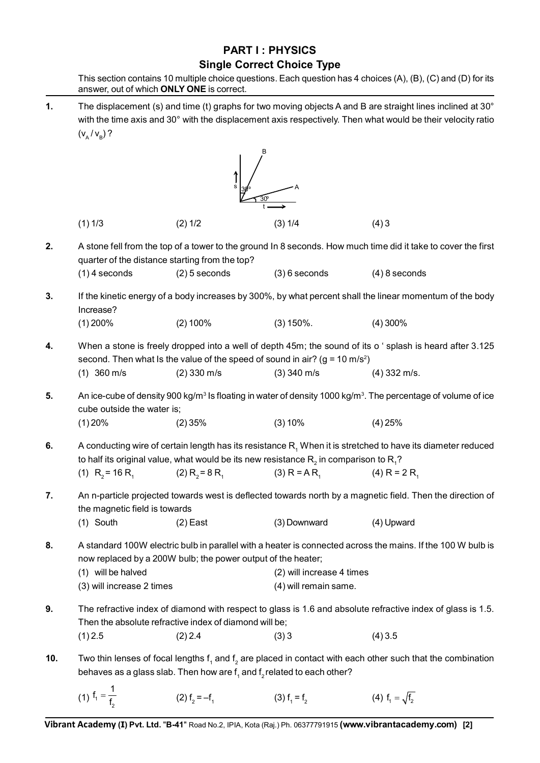## PART I : PHYSICS

### Single Correct Choice Type

This section contains 10 multiple choice questions. Each question has 4 choices (A), (B), (C) and (D) for its answer, out of which **ONLY ONE** is correct.

**1.** The displacement (s) and time (t) graphs for two moving objects A and B are straight lines inclined at 30° with the time axis and 30° with the displacement axis respectively. Then what would be their velocity ratio $(v_A / v_B)$ ?

(1) 1/3 (2) 1/2 (3) 1/4 (4) 3

**2.** A stone fell from the top of a tower to the ground In 8 seconds. How much time did it take to cover the first quarter of the distance starting from the top?

(1) 4 seconds (2) 5 seconds (3) 6 seconds (4) 8 seconds

**3.** If the kinetic energy of a body increases by 300%, by what percent shall the linear momentum of the body Increase?

(1) 200% (2) 100% (3) 150%. (4) 300%

**4.** When a stone is freely dropped into a well of depth 45m; the sound of its o ' splash is heard after 3.125 second. Then what Is the value of the speed of sound in air? ($g = 10\ m/s^2$)

(1) 360 m/s (2) 330 m/s (3) 340 m/s (4) 332 m/s.

**5.** An ice-cube of density 900 $kg/m^3$ Is floating in water of density 1000 $kg/m^3$. The percentage of volume of ice cube outside the water is;

(1) 20% (2) 35% (3) 10% (4) 25%

**6.** A conducting wire of certain length has its resistance $R_1$ When it is stretched to have its diameter reduced to half its original value, what would be its new resistance $R_2$ in comparison to $R_1$?

(1) $R_2 = 16\ R_1$ (2) $R_2 = 8\ R_1$ (3) $R = A\ R_1$ (4) $R = 2\ R_1$

**7.** An n-particle projected towards west is deflected towards north by a magnetic field. Then the direction of the magnetic field is towards

(1) South (2) East (3) Downward (4) Upward

**8.** A standard 100W electric bulb in parallel with a heater is connected across the mains. If the 100 W bulb is now replaced by a 200W bulb; the power output of the heater;

(1) will be halved (2) will increase 4 times

(3) will increase 2 times (4) will remain same.

**9.** The refractive index of diamond with respect to glass is 1.6 and absolute refractive index of glass is 1.5. Then the absolute refractive index of diamond will be;

(1) 2.5 (2) 2.4 (3) 3 (4) 3.5

**10.** Two thin lenses of focal lengths $f_1$ and $f_2$ are placed in contact with each other such that the combination behaves as a glass slab. Then how are $f_1$ and $f_2$ related to each other?

(1) $f_1 = \frac{1}{f_2}$ (2) $f_2 = -f_1$ (3) $f_1 = f_2$ (4) $f_1 = \sqrt{f_2}$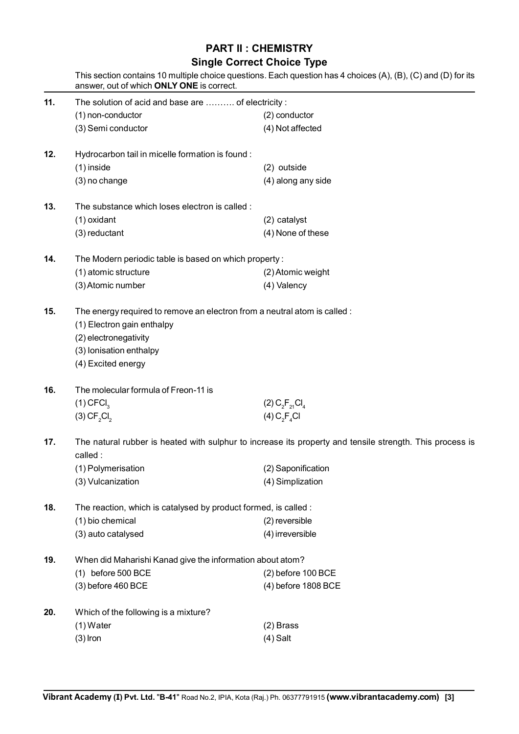## PART II : CHEMISTRY

### Single Correct Choice Type

This section contains 10 multiple choice questions. Each question has 4 choices (A), (B), (C) and (D) for its answer, out of which **ONLY ONE** is correct.

**11.** The solution of acid and base are .......... of electricity :

(1) non-conductor
(2) conductor
(3) Semi conductor
(4) Not affected

**12.** Hydrocarbon tail in micelle formation is found :

(1) inside
(2) outside
(3) no change
(4) along any side

**13.** The substance which loses electron is called :

(1) oxidant
(2) catalyst
(3) reductant
(4) None of these

**14.** The Modern periodic table is based on which property :

(1) atomic structure
(2) Atomic weight
(3) Atomic number
(4) Valency

**15.** The energy required to remove an electron from a neutral atom is called :

(1) Electron gain enthalpy
(2) electronegativity
(3) Ionisation enthalpy
(4) Excited energy

**16.** The molecular formula of Freon-11 is

(1) $CFCl_3$
(2) $C_2F_{21}Cl_4$
(3) $CF_2Cl_2$
(4) $C_2F_4Cl$

**17.** The natural rubber is heated with sulphur to increase its property and tensile strength. This process is called :

(1) Polymerisation
(2) Saponification
(3) Vulcanization
(4) Simplization

**18.** The reaction, which is catalysed by product formed, is called :

(1) bio chemical
(2) reversible
(3) auto catalysed
(4) irreversible

**19.** When did Maharishi Kanad give the information about atom?

(1) before 500 BCE
(2) before 100 BCE
(3) before 460 BCE
(4) before 1808 BCE

**20.** Which of the following is a mixture?

(1) Water
(2) Brass
(3) Iron
(4) Salt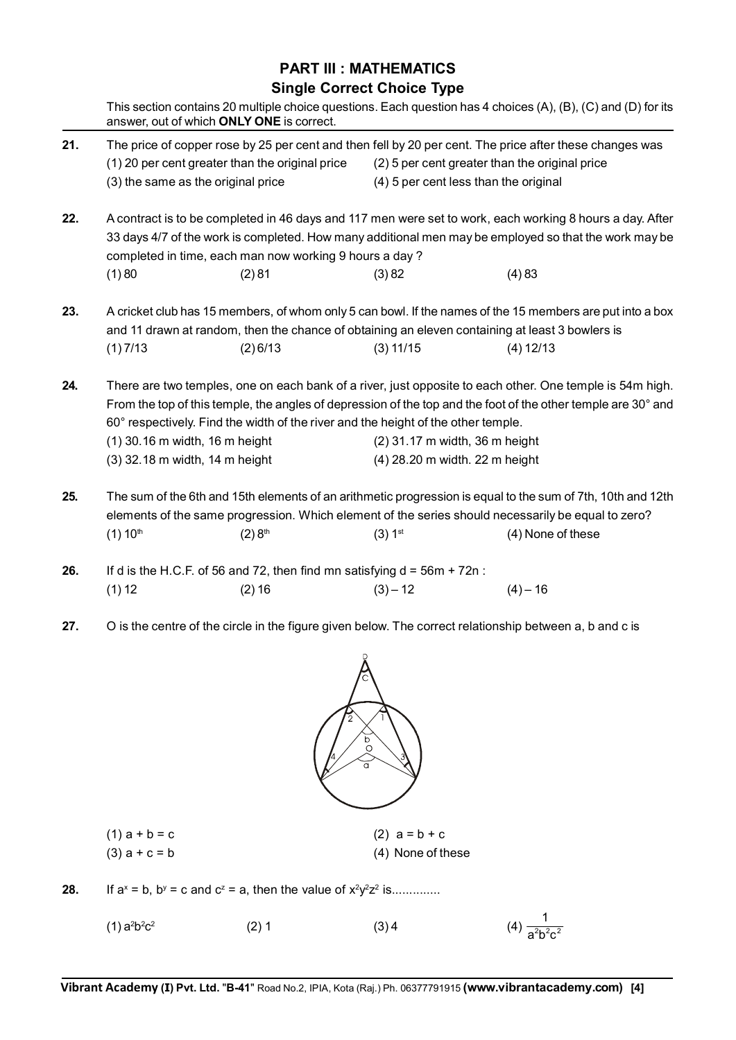## PART III : MATHEMATICS

### Single Correct Choice Type

This section contains 20 multiple choice questions. Each question has 4 choices (A), (B), (C) and (D) for its answer, out of which **ONLY ONE** is correct.

**21.** The price of copper rose by 25 per cent and then fell by 20 per cent. The price after these changes was

(1) 20 per cent greater than the original price  (2) 5 per cent greater than the original price

(3) the same as the original price  (4) 5 per cent less than the original

**22.** A contract is to be completed in 46 days and 117 men were set to work, each working 8 hours a day. After 33 days 4/7 of the work is completed. How many additional men may be employed so that the work may be completed in time, each man now working 9 hours a day ?

(1) 80  (2) 81  (3) 82  (4) 83

**23.** A cricket club has 15 members, of whom only 5 can bowl. If the names of the 15 members are put into a box and 11 drawn at random, then the chance of obtaining an eleven containing at least 3 bowlers is

(1) 7/13  (2) 6/13  (3) 11/15  (4) 12/13

**24.** There are two temples, one on each bank of a river, just opposite to each other. One temple is 54m high. From the top of this temple, the angles of depression of the top and the foot of the other temple are 30° and 60° respectively. Find the width of the river and the height of the other temple.

(1) 30.16 m width, 16 m height  (2) 31.17 m width, 36 m height

(3) 32.18 m width, 14 m height  (4) 28.20 m width. 22 m height

**25.** The sum of the 6th and 15th elements of an arithmetic progression is equal to the sum of 7th, 10th and 12th elements of the same progression. Which element of the series should necessarily be equal to zero?

(1) $10^{th}$  (2) $8^{th}$  (3) $1^{st}$  (4) None of these

**26.** If d is the H.C.F. of 56 and 72, then find mn satisfying d = 56m + 72n :

(1) 12  (2) 16  (3) – 12  (4) – 16

**27.** O is the centre of the circle in the figure given below. The correct relationship between a, b and c is

(1) a + b = c  (2) a = b + c

(3) a + c = b  (4) None of these

**28.** If $a^x = b$, $b^y = c$ and $c^z = a$, then the value of $x^2y^2z^2$ is..............

(1) $a^2b^2c^2$  (2) 1  (3) 4  (4) $\frac{1}{a^2b^2c^2}$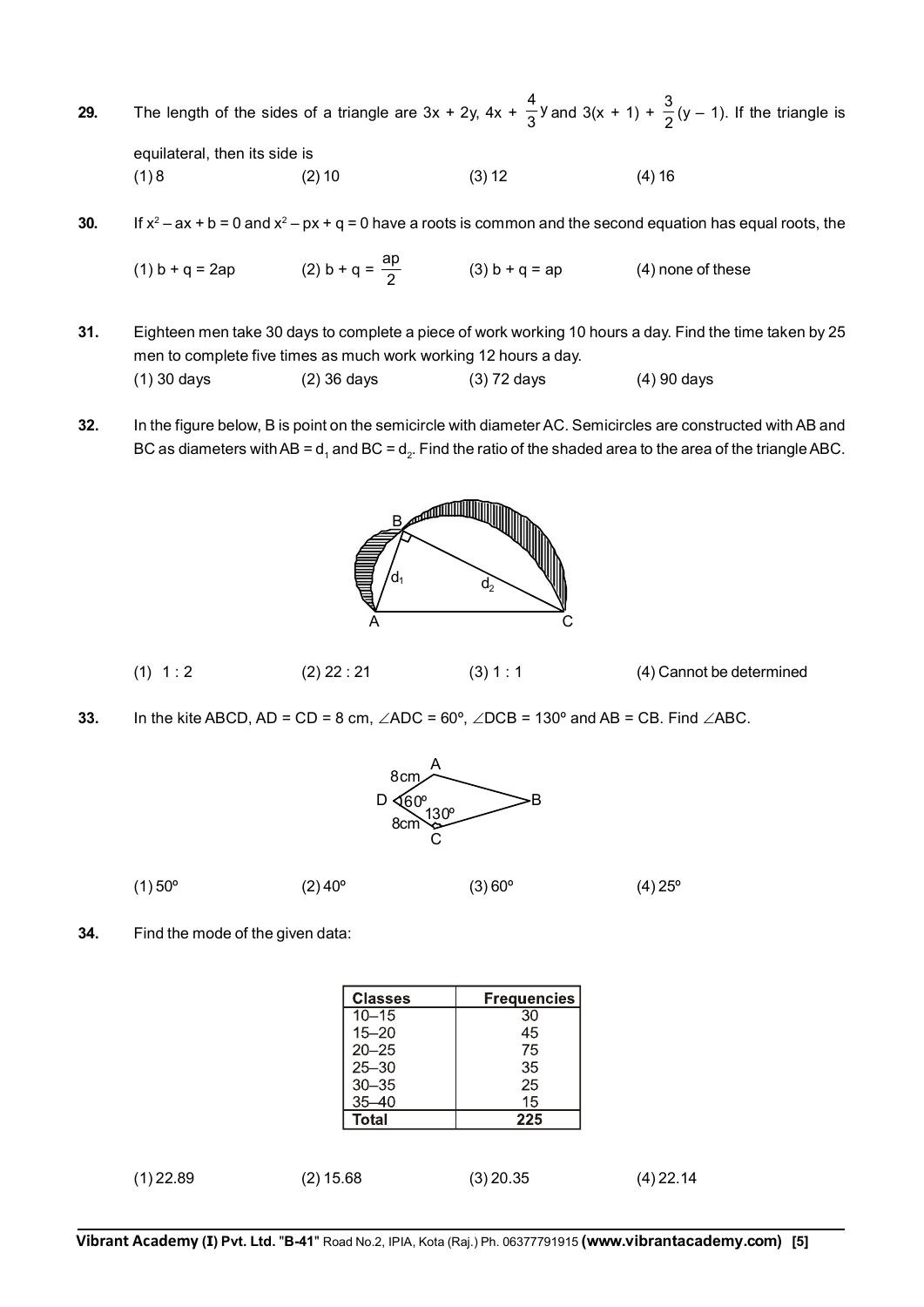**29.** The length of the sides of a triangle are $3x + 2y$, $4x + \frac{4}{3}y$ and $3(x + 1) + \frac{3}{2}(y - 1)$. If the triangle is equilateral, then its side is

(1) 8 (2) 10 (3) 12 (4) 16

**30.** If $x^2 - ax + b = 0$ and $x^2 - px + q = 0$ have a roots is common and the second equation has equal roots, the

(1) $b + q = 2ap$ (2) $b + q = \frac{ap}{2}$ (3) $b + q = ap$ (4) none of these

**31.** Eighteen men take 30 days to complete a piece of work working 10 hours a day. Find the time taken by 25 men to complete five times as much work working 12 hours a day.

(1) 30 days (2) 36 days (3) 72 days (4) 90 days

**32.** In the figure below, B is point on the semicircle with diameter AC. Semicircles are constructed with AB and BC as diameters with AB = $d_1$ and BC = $d_2$. Find the ratio of the shaded area to the area of the triangle ABC.

(1) 1 : 2 (2) 22 : 21 (3) 1 : 1 (4) Cannot be determined

**33.** In the kite ABCD, AD = CD = 8 cm, $\angle ADC = 60^\circ$, $\angle DCB = 130^\circ$ and AB = CB. Find $\angle ABC$.

(1) 50° (2) 40° (3) 60° (4) 25°

**34.** Find the mode of the given data:

| Classes | Frequencies |
|---|---|
| 10–15 | 30 |
| 15–20 | 45 |
| 20–25 | 75 |
| 25–30 | 35 |
| 30–35 | 25 |
| 35–40 | 15 |
| **Total** | **225** |

(1) 22.89 (2) 15.68 (3) 20.35 (4) 22.14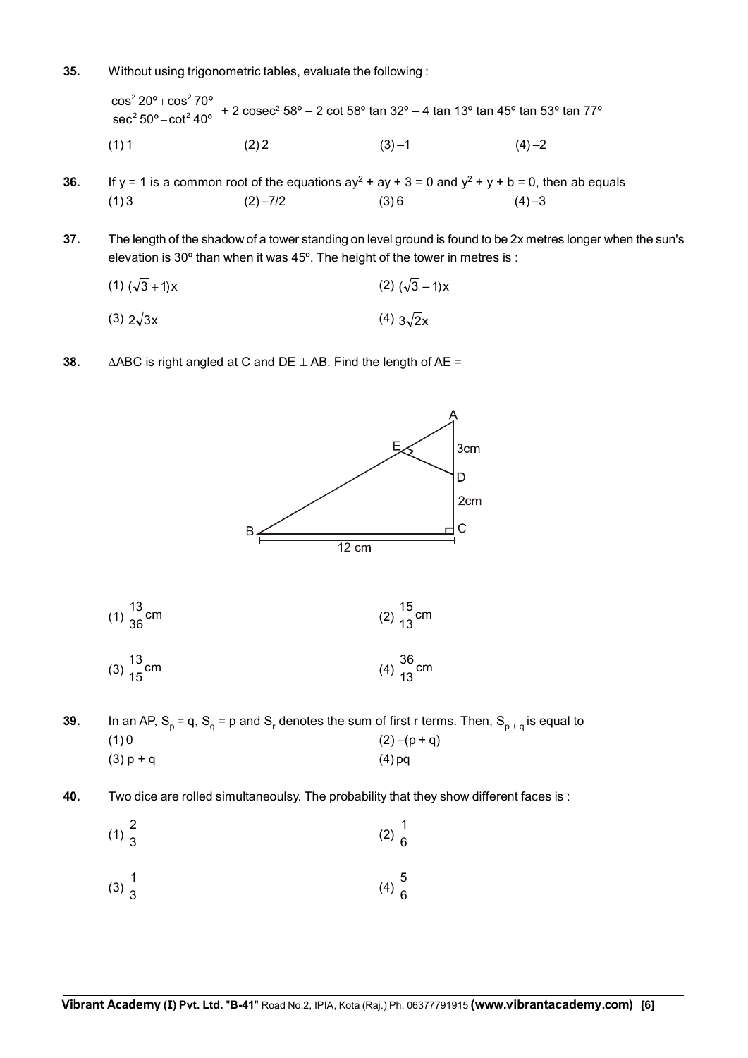**35.** Without using trigonometric tables, evaluate the following :

$$\frac{\cos^2 20° + \cos^2 70°}{\sec^2 50° - \cot^2 40°} + 2\,\text{cosec}^2\, 58° - 2 \cot 58° \tan 32° - 4 \tan 13° \tan 45° \tan 53° \tan 77°$$

(1) 1 (2) 2 (3) –1 (4) –2

**36.** If y = 1 is a common root of the equations $ay^2 + ay + 3 = 0$ and $y^2 + y + b = 0$, then ab equals

(1) 3 (2) –7/2 (3) 6 (4) –3

**37.** The length of the shadow of a tower standing on level ground is found to be 2x metres longer when the sun's elevation is 30° than when it was 45°. The height of the tower in metres is :

(1) $(\sqrt{3}+1)x$ (2) $(\sqrt{3}-1)x$

(3) $2\sqrt{3}x$ (4) $3\sqrt{2}x$

**38.** $\Delta$ABC is right angled at C and DE $\perp$ AB. Find the length of AE =

(Figure: right triangle ABC with right angle at C, BC = 12 cm, AD = 3cm, DC = 2cm, E on AB with DE ⊥ AB)

(1) $\frac{13}{36}$cm (2) $\frac{15}{13}$cm

(3) $\frac{13}{15}$cm (4) $\frac{36}{13}$cm

**39.** In an AP, $S_p = q$, $S_q = p$ and $S_r$ denotes the sum of first r terms. Then, $S_{p+q}$ is equal to

(1) 0 (2) –(p + q)

(3) p + q (4) pq

**40.** Two dice are rolled simultaneoulsy. The probability that they show different faces is :

(1) $\frac{2}{3}$ (2) $\frac{1}{6}$

(3) $\frac{1}{3}$ (4) $\frac{5}{6}$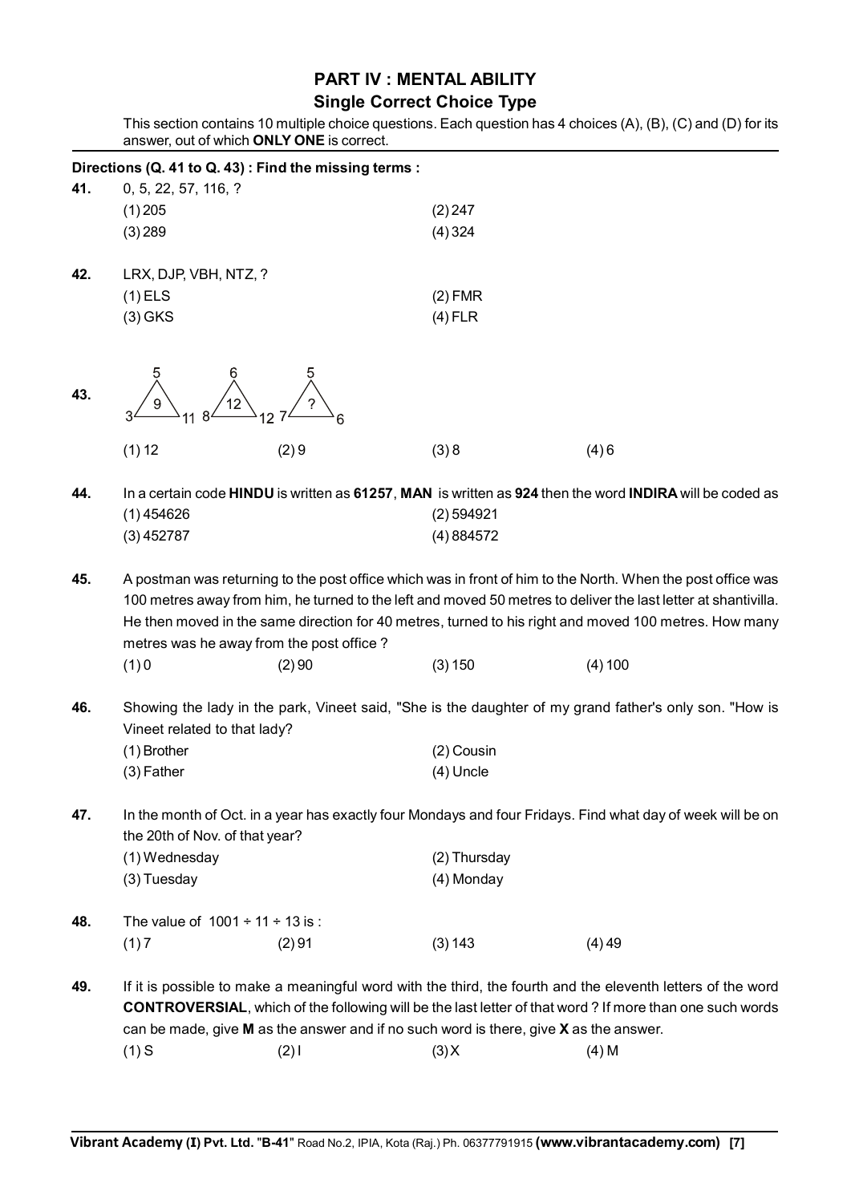## PART IV : MENTAL ABILITY

### Single Correct Choice Type

This section contains 10 multiple choice questions. Each question has 4 choices (A), (B), (C) and (D) for its answer, out of which **ONLY ONE** is correct.

**Directions (Q. 41 to Q. 43) : Find the missing terms :**

**41.** 0, 5, 22, 57, 116, ?

(1) 205 (2) 247
(3) 289 (4) 324

**42.** LRX, DJP, VBH, NTZ, ?

(1) ELS (2) FMR
(3) GKS (4) FLR

**43.** Triangles (top, left, right vertices with centre value):

| Triangle | Top | Left | Right | Centre |
|---|---|---|---|---|
| 1 | 5 | 3 | 11 | 9 |
| 2 | 6 | 8 | 12 | 12 |
| 3 | 5 | 7 | 6 | ? |

(1) 12 (2) 9 (3) 8 (4) 6

**44.** In a certain code **HINDU** is written as **61257**, **MAN** is written as **924** then the word **INDIRA** will be coded as

(1) 454626 (2) 594921
(3) 452787 (4) 884572

**45.** A postman was returning to the post office which was in front of him to the North. When the post office was 100 metres away from him, he turned to the left and moved 50 metres to deliver the last letter at shantivilla. He then moved in the same direction for 40 metres, turned to his right and moved 100 metres. How many metres was he away from the post office ?

(1) 0 (2) 90 (3) 150 (4) 100

**46.** Showing the lady in the park, Vineet said, "She is the daughter of my grand father's only son. "How is Vineet related to that lady?

(1) Brother (2) Cousin
(3) Father (4) Uncle

**47.** In the month of Oct. in a year has exactly four Mondays and four Fridays. Find what day of week will be on the 20th of Nov. of that year?

(1) Wednesday (2) Thursday
(3) Tuesday (4) Monday

**48.** The value of $1001 \div 11 \div 13$ is :

(1) 7 (2) 91 (3) 143 (4) 49

**49.** If it is possible to make a meaningful word with the third, the fourth and the eleventh letters of the word **CONTROVERSIAL**, which of the following will be the last letter of that word ? If more than one such words can be made, give **M** as the answer and if no such word is there, give **X** as the answer.

(1) S (2) I (3) X (4) M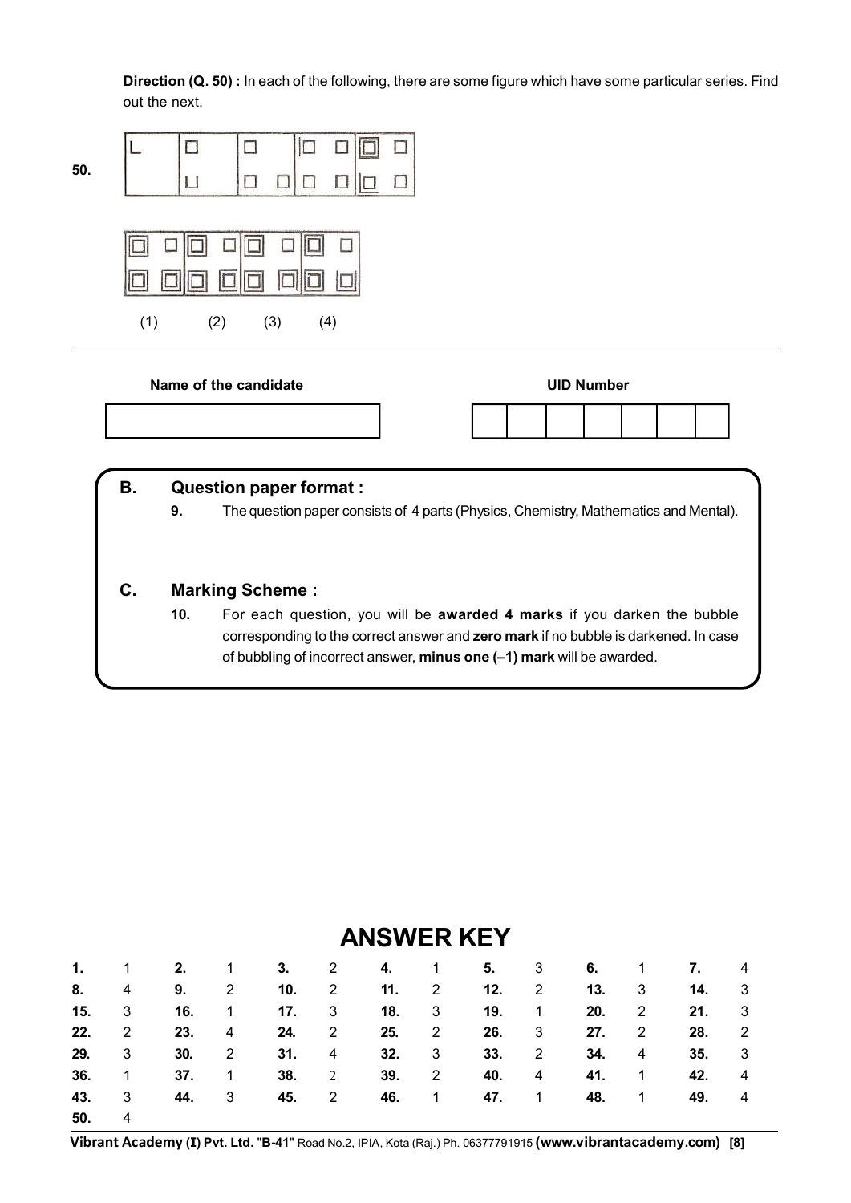**Direction (Q. 50) :** In each of the following, there are some figure which have some particular series. Find out the next.

**50.**

(1) (2) (3) (4)

**Name of the candidate**

**UID Number**

### B. Question paper format :

**9.** The question paper consists of 4 parts (Physics, Chemistry, Mathematics and Mental).

### C. Marking Scheme :

**10.** For each question, you will be **awarded 4 marks** if you darken the bubble corresponding to the correct answer and **zero mark** if no bubble is darkened. In case of bubbling of incorrect answer, **minus one (–1) mark** will be awarded.

# ANSWER KEY

| | | | | | | | | | | | | | |
|---|---|---|---|---|---|---|---|---|---|---|---|---|---|
| **1.** | 1 | **2.** | 1 | **3.** | 2 | **4.** | 1 | **5.** | 3 | **6.** | 1 | **7.** | 4 |
| **8.** | 4 | **9.** | 2 | **10.** | 2 | **11.** | 2 | **12.** | 2 | **13.** | 3 | **14.** | 3 |
| **15.** | 3 | **16.** | 1 | **17.** | 3 | **18.** | 3 | **19.** | 1 | **20.** | 2 | **21.** | 3 |
| **22.** | 2 | **23.** | 4 | **24.** | 2 | **25.** | 2 | **26.** | 3 | **27.** | 2 | **28.** | 2 |
| **29.** | 3 | **30.** | 2 | **31.** | 4 | **32.** | 3 | **33.** | 2 | **34.** | 4 | **35.** | 3 |
| **36.** | 1 | **37.** | 1 | **38.** | 2 | **39.** | 2 | **40.** | 4 | **41.** | 1 | **42.** | 4 |
| **43.** | 3 | **44.** | 3 | **45.** | 2 | **46.** | 1 | **47.** | 1 | **48.** | 1 | **49.** | 4 |
| **50.** | 4 | | | | | | | | | | | | |